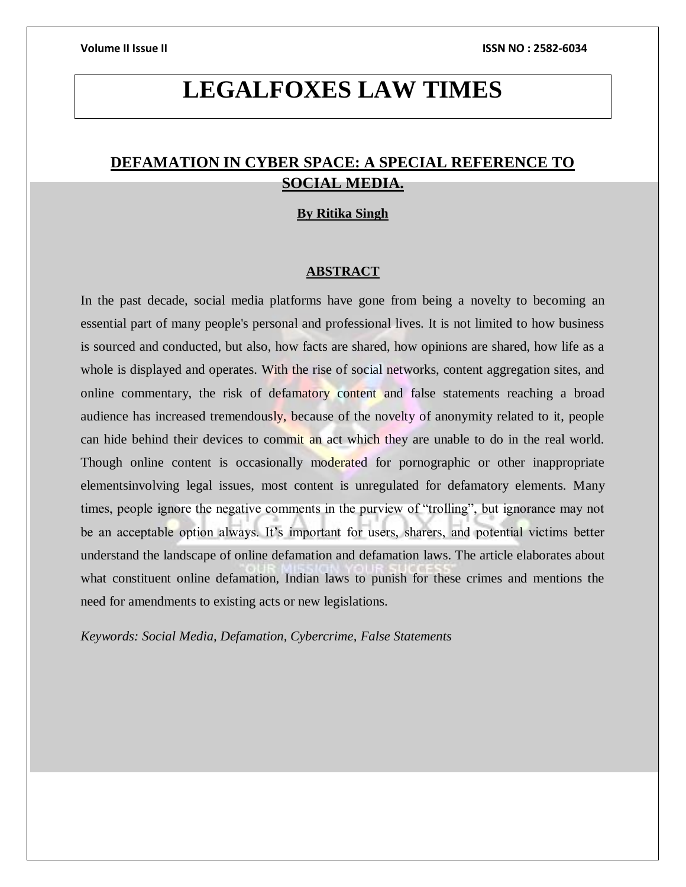# LEGALFOXES LAW TIMES

## DEFAMATION IN CYBER SPACE: A SPECIAL REFERENCE TO SOCIAL MEDIA.

**By Ritika Singh**

### ABSTRACT

In the past decade, social media platforms have gone from being a novelty to becoming an essential part of many people's personal and professional lives. It is not limited to how business is sourced and conducted, but also, how facts are shared, how opinions are shared, how life as a whole is displayed and operates. With the rise of social networks, content aggregation sites, and online commentary, the risk of defamatory content and false statements reaching a broad audience has increased tremendously, because of the novelty of anonymity related to it, people can hide behind their devices to commit an act which they are unable to do in the real world. Though online content is occasionally moderated for pornographic or other inappropriate elementsinvolving legal issues, most content is unregulated for defamatory elements. Many times, people ignore the negative comments in the purview of "trolling", but ignorance may not be an acceptable option always. It's important for users, sharers, and potential victims better understand the landscape of online defamation and defamation laws. The article elaborates about what constituent online defamation, Indian laws to punish for these crimes and mentions the need for amendments to existing acts or new legislations.

*Keywords: Social Media, Defamation, Cybercrime, False Statements*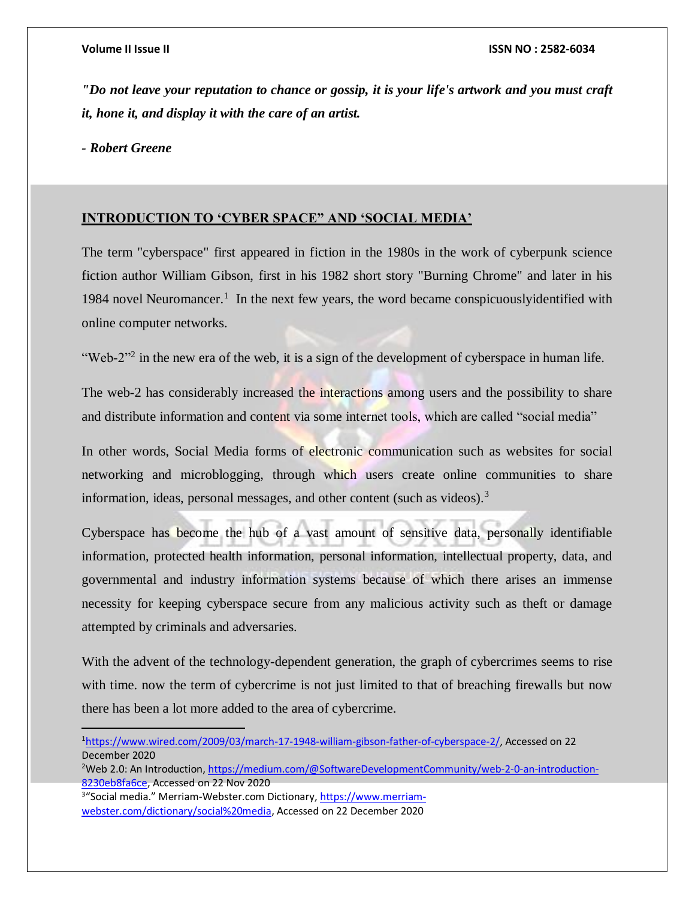*"Do not leave your reputation to chance or gossip, it is your life's artwork and you must craft it, hone it, and display it with the care of an artist.*

***- Robert Greene***

## INTRODUCTION TO 'CYBER SPACE" AND 'SOCIAL MEDIA'

The term "cyberspace" first appeared in fiction in the 1980s in the work of cyberpunk science fiction author William Gibson, first in his 1982 short story "Burning Chrome" and later in his 1984 novel Neuromancer.[1] In the next few years, the word became conspicuouslyidentified with online computer networks.

"Web-2"[2] in the new era of the web, it is a sign of the development of cyberspace in human life.

The web-2 has considerably increased the interactions among users and the possibility to share and distribute information and content via some internet tools, which are called "social media"

In other words, Social Media forms of electronic communication such as websites for social networking and microblogging, through which users create online communities to share information, ideas, personal messages, and other content (such as videos).[3]

Cyberspace has become the hub of a vast amount of sensitive data, personally identifiable information, protected health information, personal information, intellectual property, data, and governmental and industry information systems because of which there arises an immense necessity for keeping cyberspace secure from any malicious activity such as theft or damage attempted by criminals and adversaries.

With the advent of the technology-dependent generation, the graph of cybercrimes seems to rise with time. now the term of cybercrime is not just limited to that of breaching firewalls but now there has been a lot more added to the area of cybercrime.

---

[1] https://www.wired.com/2009/03/march-17-1948-william-gibson-father-of-cyberspace-2/, Accessed on 22 December 2020

[2] Web 2.0: An Introduction, https://medium.com/@SoftwareDevelopmentCommunity/web-2-0-an-introduction-8230eb8fa6ce, Accessed on 22 Nov 2020

[3] "Social media." Merriam-Webster.com Dictionary, https://www.merriam-webster.com/dictionary/social%20media, Accessed on 22 December 2020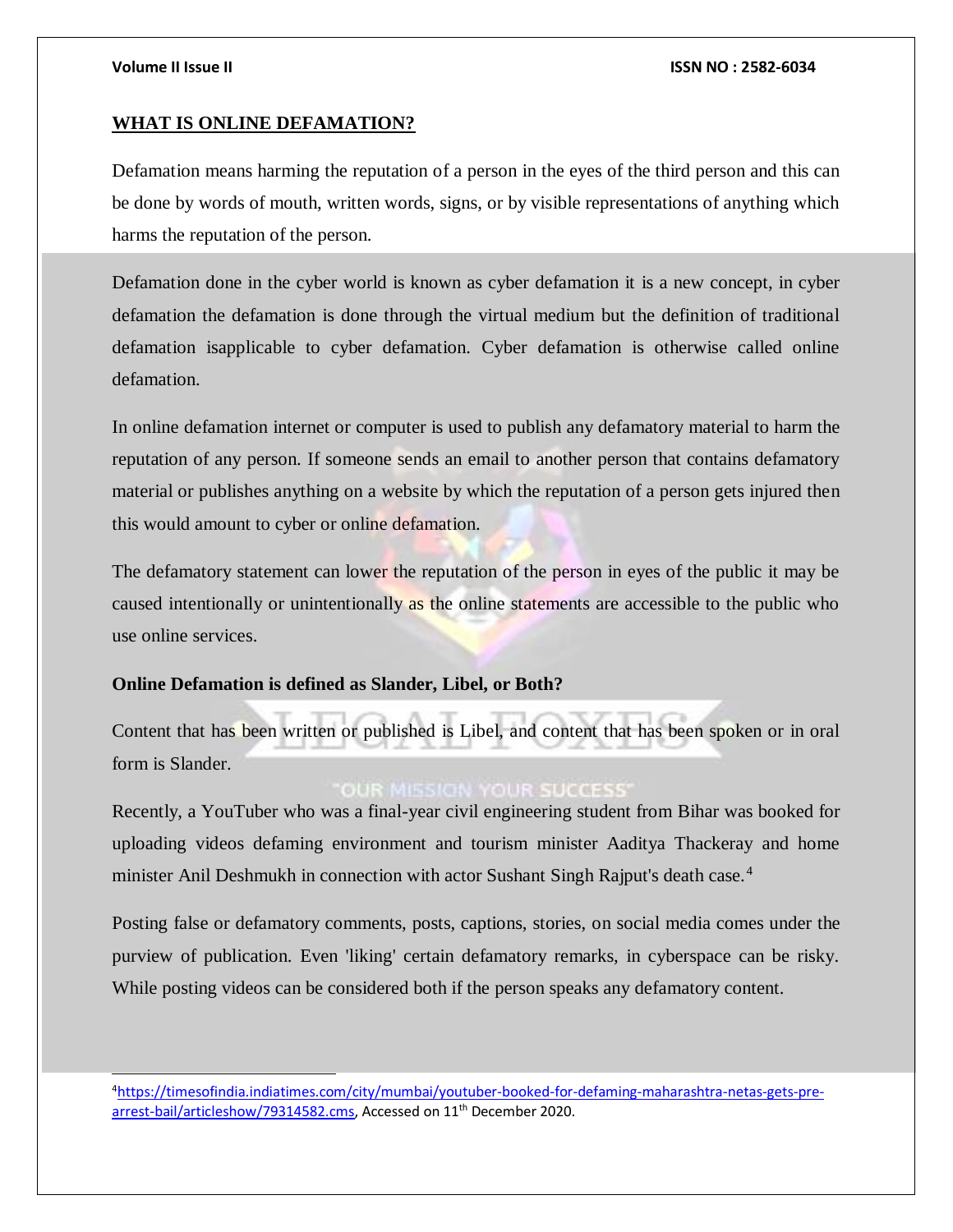## WHAT IS ONLINE DEFAMATION?

Defamation means harming the reputation of a person in the eyes of the third person and this can be done by words of mouth, written words, signs, or by visible representations of anything which harms the reputation of the person.

Defamation done in the cyber world is known as cyber defamation it is a new concept, in cyber defamation the defamation is done through the virtual medium but the definition of traditional defamation isapplicable to cyber defamation. Cyber defamation is otherwise called online defamation.

In online defamation internet or computer is used to publish any defamatory material to harm the reputation of any person. If someone sends an email to another person that contains defamatory material or publishes anything on a website by which the reputation of a person gets injured then this would amount to cyber or online defamation.

The defamatory statement can lower the reputation of the person in eyes of the public it may be caused intentionally or unintentionally as the online statements are accessible to the public who use online services.

**Online Defamation is defined as Slander, Libel, or Both?**

Content that has been written or published is Libel, and content that has been spoken or in oral form is Slander.

Recently, a YouTuber who was a final-year civil engineering student from Bihar was booked for uploading videos defaming environment and tourism minister Aaditya Thackeray and home minister Anil Deshmukh in connection with actor Sushant Singh Rajput's death case.[4]

Posting false or defamatory comments, posts, captions, stories, on social media comes under the purview of publication. Even 'liking' certain defamatory remarks, in cyberspace can be risky. While posting videos can be considered both if the person speaks any defamatory content.

---

[4] https://timesofindia.indiatimes.com/city/mumbai/youtuber-booked-for-defaming-maharashtra-netas-gets-pre-arrest-bail/articleshow/79314582.cms, Accessed on 11th December 2020.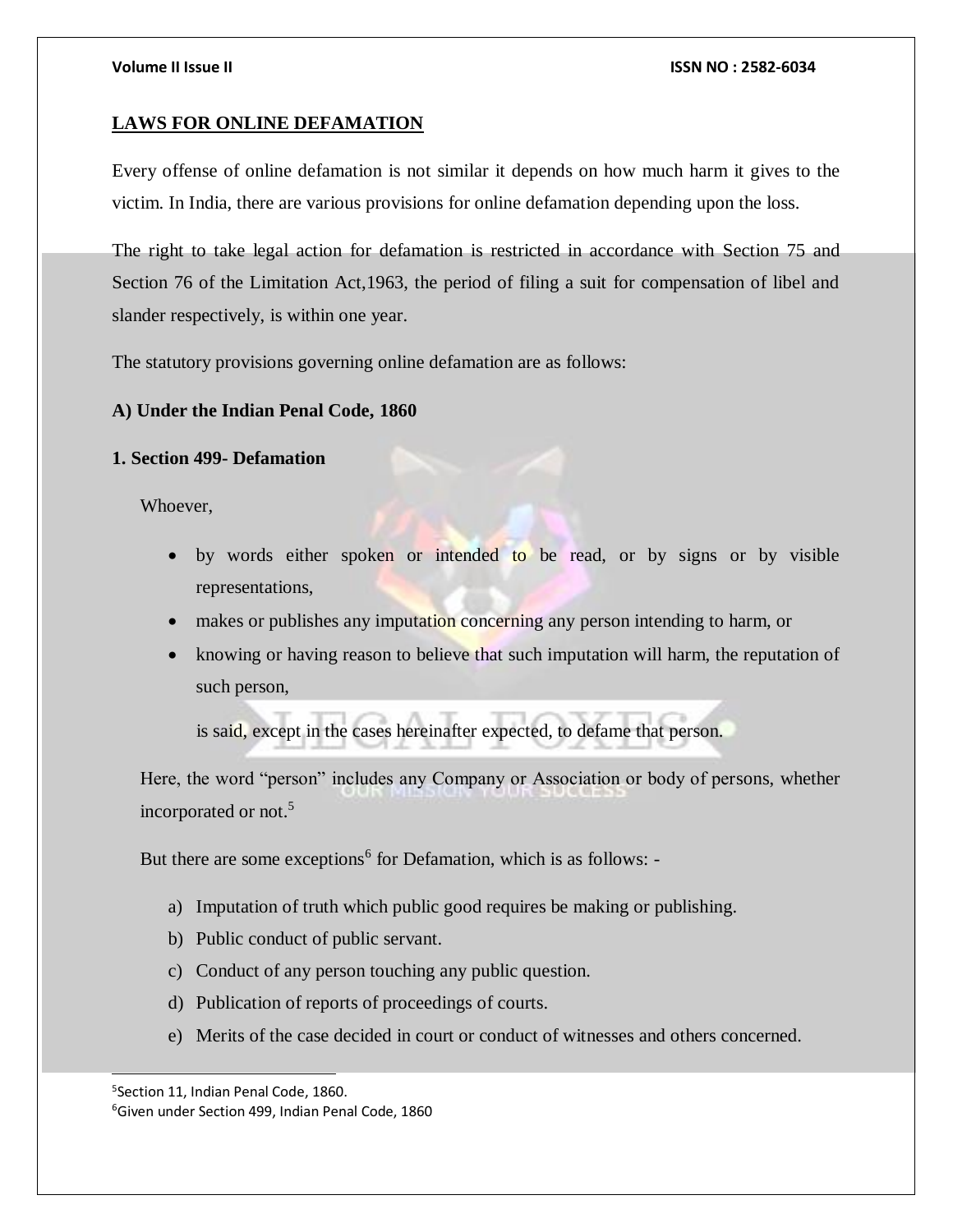## LAWS FOR ONLINE DEFAMATION

Every offense of online defamation is not similar it depends on how much harm it gives to the victim. In India, there are various provisions for online defamation depending upon the loss.

The right to take legal action for defamation is restricted in accordance with Section 75 and Section 76 of the Limitation Act,1963, the period of filing a suit for compensation of libel and slander respectively, is within one year.

The statutory provisions governing online defamation are as follows:

### A) Under the Indian Penal Code, 1860

#### 1. Section 499- Defamation

Whoever,

- by words either spoken or intended to be read, or by signs or by visible representations,
- makes or publishes any imputation concerning any person intending to harm, or
- knowing or having reason to believe that such imputation will harm, the reputation of such person,

  is said, except in the cases hereinafter expected, to defame that person.

Here, the word "person" includes any Company or Association or body of persons, whether incorporated or not.[5]

But there are some exceptions[6] for Defamation, which is as follows: -

a) Imputation of truth which public good requires be making or publishing.
b) Public conduct of public servant.
c) Conduct of any person touching any public question.
d) Publication of reports of proceedings of courts.
e) Merits of the case decided in court or conduct of witnesses and others concerned.

---

[5] Section 11, Indian Penal Code, 1860.

[6] Given under Section 499, Indian Penal Code, 1860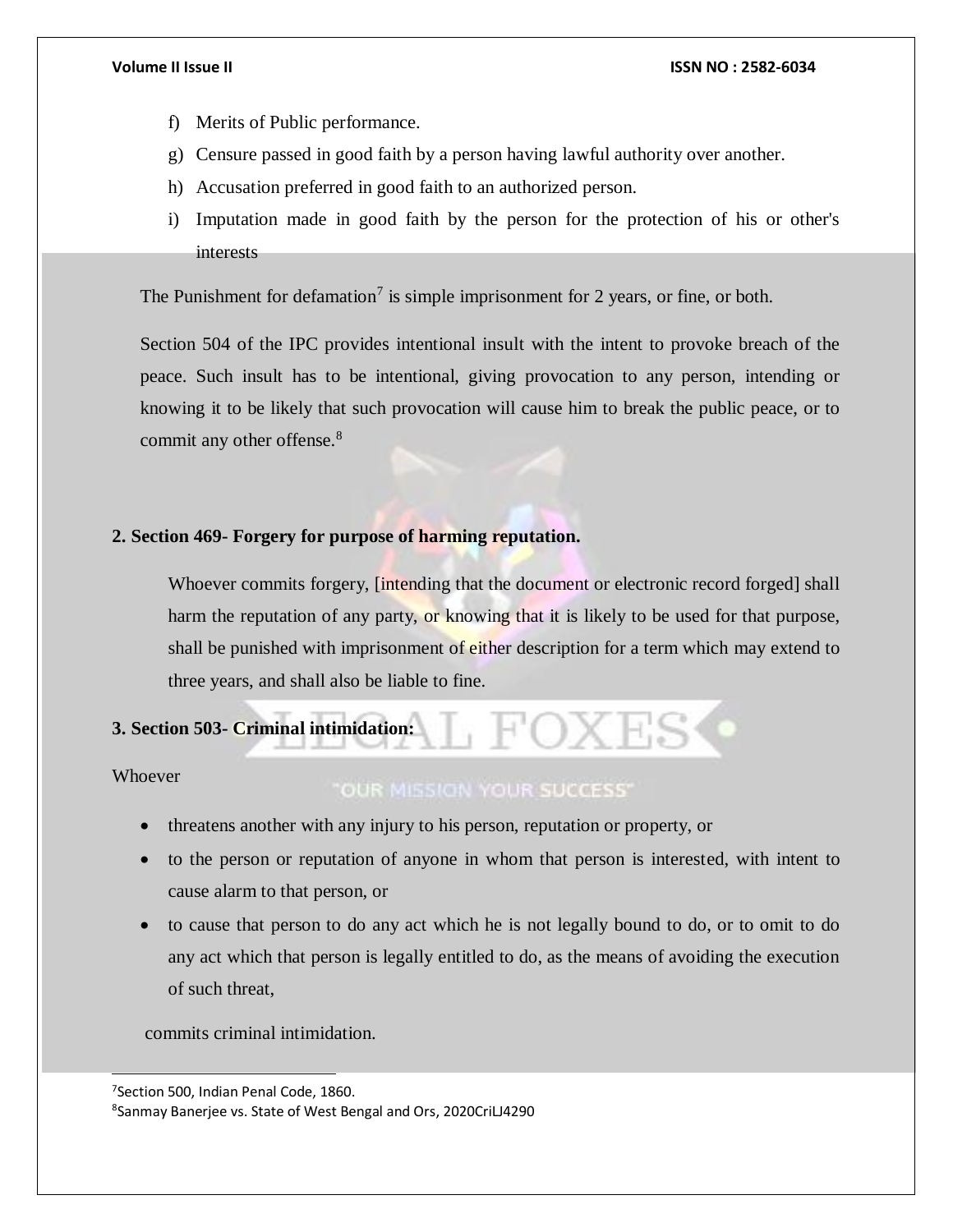f) Merits of Public performance.
g) Censure passed in good faith by a person having lawful authority over another.
h) Accusation preferred in good faith to an authorized person.
i) Imputation made in good faith by the person for the protection of his or other's interests

The Punishment for defamation[7] is simple imprisonment for 2 years, or fine, or both.

Section 504 of the IPC provides intentional insult with the intent to provoke breach of the peace. Such insult has to be intentional, giving provocation to any person, intending or knowing it to be likely that such provocation will cause him to break the public peace, or to commit any other offense.[8]

**2. Section 469- Forgery for purpose of harming reputation.**

Whoever commits forgery, [intending that the document or electronic record forged] shall harm the reputation of any party, or knowing that it is likely to be used for that purpose, shall be punished with imprisonment of either description for a term which may extend to three years, and shall also be liable to fine.

**3. Section 503- Criminal intimidation:**

Whoever

- threatens another with any injury to his person, reputation or property, or
- to the person or reputation of anyone in whom that person is interested, with intent to cause alarm to that person, or
- to cause that person to do any act which he is not legally bound to do, or to omit to do any act which that person is legally entitled to do, as the means of avoiding the execution of such threat,

commits criminal intimidation.

---

[7]Section 500, Indian Penal Code, 1860.

[8]Sanmay Banerjee vs. State of West Bengal and Ors, 2020CriLJ4290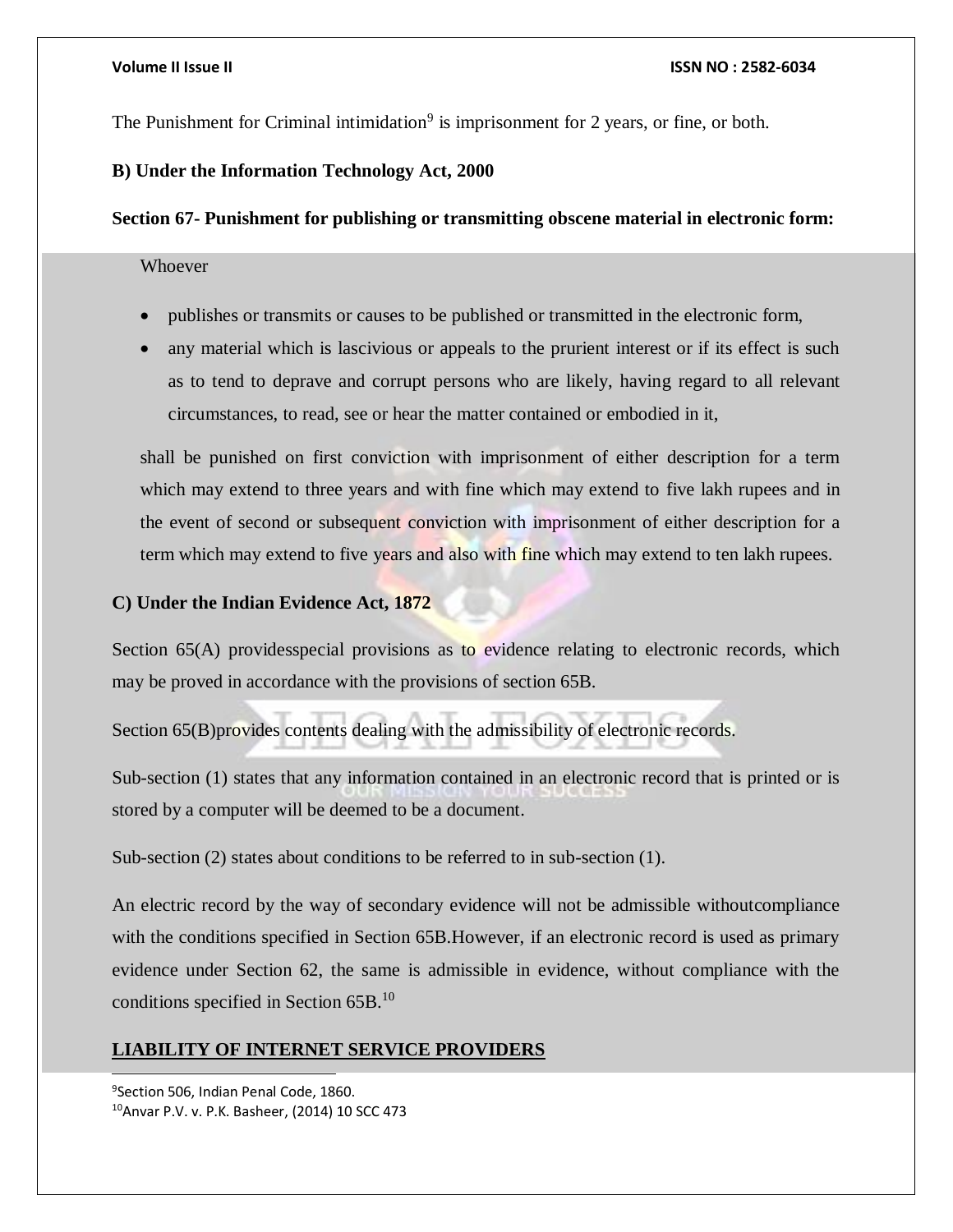The Punishment for Criminal intimidation[9] is imprisonment for 2 years, or fine, or both.

**B) Under the Information Technology Act, 2000**

**Section 67- Punishment for publishing or transmitting obscene material in electronic form:**

Whoever

- publishes or transmits or causes to be published or transmitted in the electronic form,
- any material which is lascivious or appeals to the prurient interest or if its effect is such as to tend to deprave and corrupt persons who are likely, having regard to all relevant circumstances, to read, see or hear the matter contained or embodied in it,

shall be punished on first conviction with imprisonment of either description for a term which may extend to three years and with fine which may extend to five lakh rupees and in the event of second or subsequent conviction with imprisonment of either description for a term which may extend to five years and also with fine which may extend to ten lakh rupees.

**C) Under the Indian Evidence Act, 1872**

Section 65(A) providesspecial provisions as to evidence relating to electronic records, which may be proved in accordance with the provisions of section 65B.

Section 65(B)provides contents dealing with the admissibility of electronic records.

Sub-section (1) states that any information contained in an electronic record that is printed or is stored by a computer will be deemed to be a document.

Sub-section (2) states about conditions to be referred to in sub-section (1).

An electric record by the way of secondary evidence will not be admissible withoutcompliance with the conditions specified in Section 65B.However, if an electronic record is used as primary evidence under Section 62, the same is admissible in evidence, without compliance with the conditions specified in Section 65B.[10]

## LIABILITY OF INTERNET SERVICE PROVIDERS

[9] Section 506, Indian Penal Code, 1860.

[10] Anvar P.V. v. P.K. Basheer, (2014) 10 SCC 473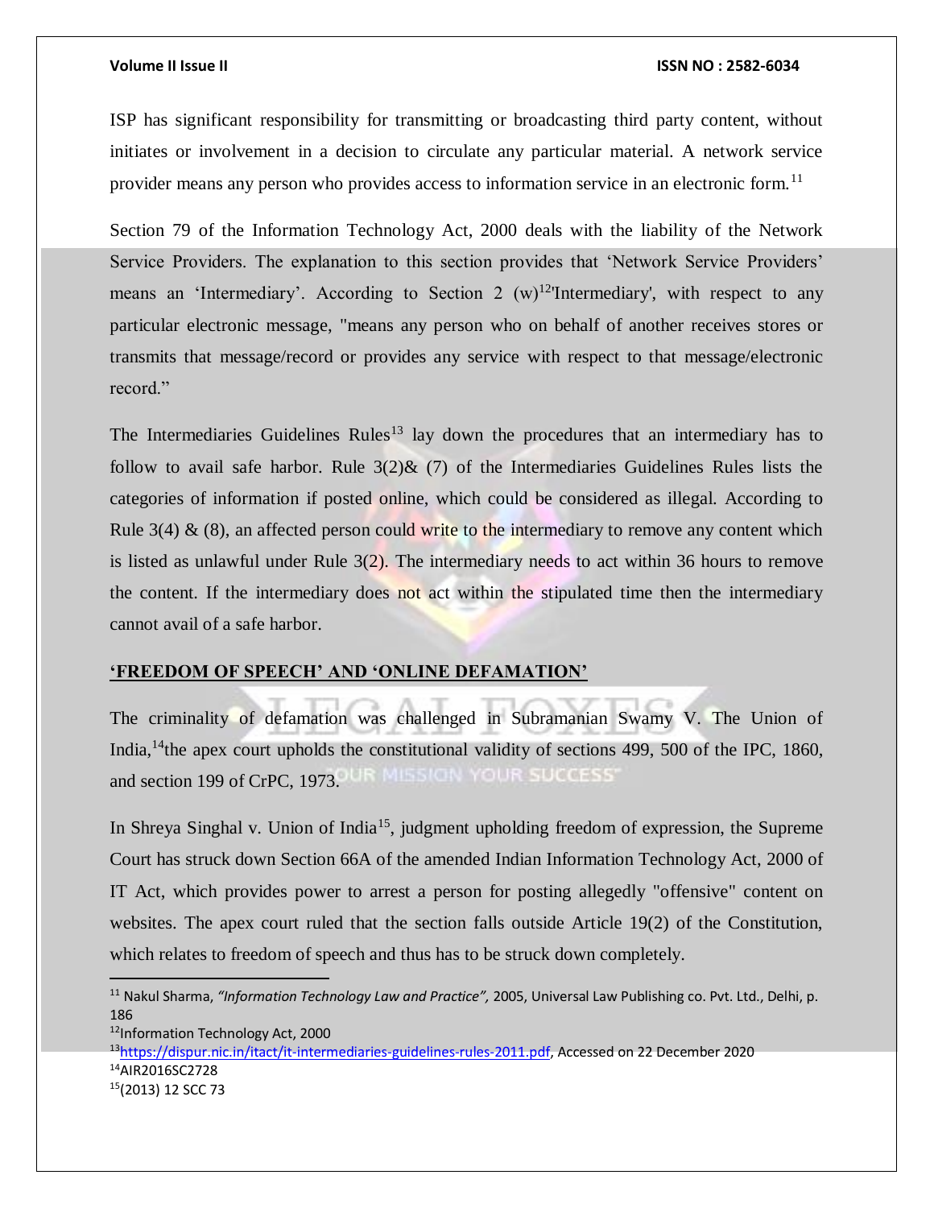ISP has significant responsibility for transmitting or broadcasting third party content, without initiates or involvement in a decision to circulate any particular material. A network service provider means any person who provides access to information service in an electronic form.[11]

Section 79 of the Information Technology Act, 2000 deals with the liability of the Network Service Providers. The explanation to this section provides that 'Network Service Providers' means an 'Intermediary'. According to Section 2 (w)[12]'Intermediary', with respect to any particular electronic message, "means any person who on behalf of another receives stores or transmits that message/record or provides any service with respect to that message/electronic record."

The Intermediaries Guidelines Rules[13] lay down the procedures that an intermediary has to follow to avail safe harbor. Rule 3(2)& (7) of the Intermediaries Guidelines Rules lists the categories of information if posted online, which could be considered as illegal. According to Rule 3(4) & (8), an affected person could write to the intermediary to remove any content which is listed as unlawful under Rule 3(2). The intermediary needs to act within 36 hours to remove the content. If the intermediary does not act within the stipulated time then the intermediary cannot avail of a safe harbor.

## 'FREEDOM OF SPEECH' AND 'ONLINE DEFAMATION'

The criminality of defamation was challenged in Subramanian Swamy V. The Union of India,[14]the apex court upholds the constitutional validity of sections 499, 500 of the IPC, 1860, and section 199 of CrPC, 1973.

In Shreya Singhal v. Union of India[15], judgment upholding freedom of expression, the Supreme Court has struck down Section 66A of the amended Indian Information Technology Act, 2000 of IT Act, which provides power to arrest a person for posting allegedly "offensive" content on websites. The apex court ruled that the section falls outside Article 19(2) of the Constitution, which relates to freedom of speech and thus has to be struck down completely.

---

[11] Nakul Sharma, *"Information Technology Law and Practice",* 2005, Universal Law Publishing co. Pvt. Ltd., Delhi, p. 186

[12] Information Technology Act, 2000

[13] https://dispur.nic.in/itact/it-intermediaries-guidelines-rules-2011.pdf, Accessed on 22 December 2020

[14] AIR2016SC2728

[15] (2013) 12 SCC 73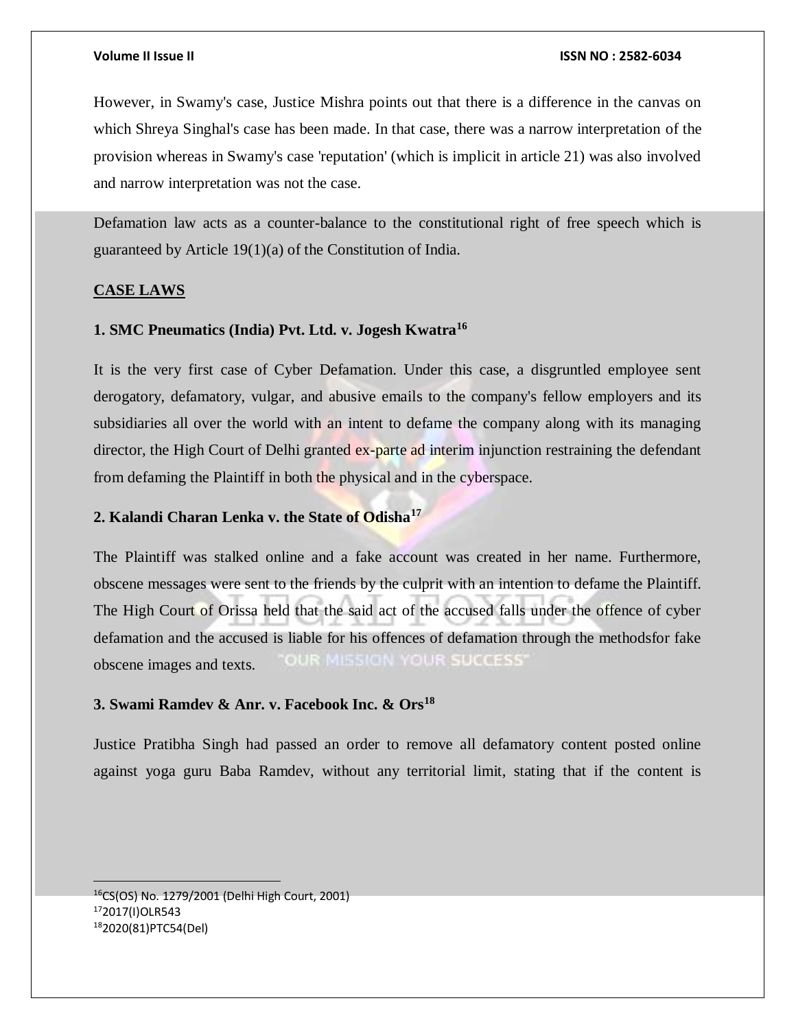However, in Swamy's case, Justice Mishra points out that there is a difference in the canvas on which Shreya Singhal's case has been made. In that case, there was a narrow interpretation of the provision whereas in Swamy's case 'reputation' (which is implicit in article 21) was also involved and narrow interpretation was not the case.

Defamation law acts as a counter-balance to the constitutional right of free speech which is guaranteed by Article 19(1)(a) of the Constitution of India.

**CASE LAWS**

**1. SMC Pneumatics (India) Pvt. Ltd. v. Jogesh Kwatra[16]**

It is the very first case of Cyber Defamation. Under this case, a disgruntled employee sent derogatory, defamatory, vulgar, and abusive emails to the company's fellow employers and its subsidiaries all over the world with an intent to defame the company along with its managing director, the High Court of Delhi granted ex-parte ad interim injunction restraining the defendant from defaming the Plaintiff in both the physical and in the cyberspace.

**2. Kalandi Charan Lenka v. the State of Odisha[17]**

The Plaintiff was stalked online and a fake account was created in her name. Furthermore, obscene messages were sent to the friends by the culprit with an intention to defame the Plaintiff. The High Court of Orissa held that the said act of the accused falls under the offence of cyber defamation and the accused is liable for his offences of defamation through the methodsfor fake obscene images and texts.

**3. Swami Ramdev & Anr. v. Facebook Inc. & Ors[18]**

Justice Pratibha Singh had passed an order to remove all defamatory content posted online against yoga guru Baba Ramdev, without any territorial limit, stating that if the content is

---

[16] CS(OS) No. 1279/2001 (Delhi High Court, 2001)
[17] 2017(I)OLR543
[18] 2020(81)PTC54(Del)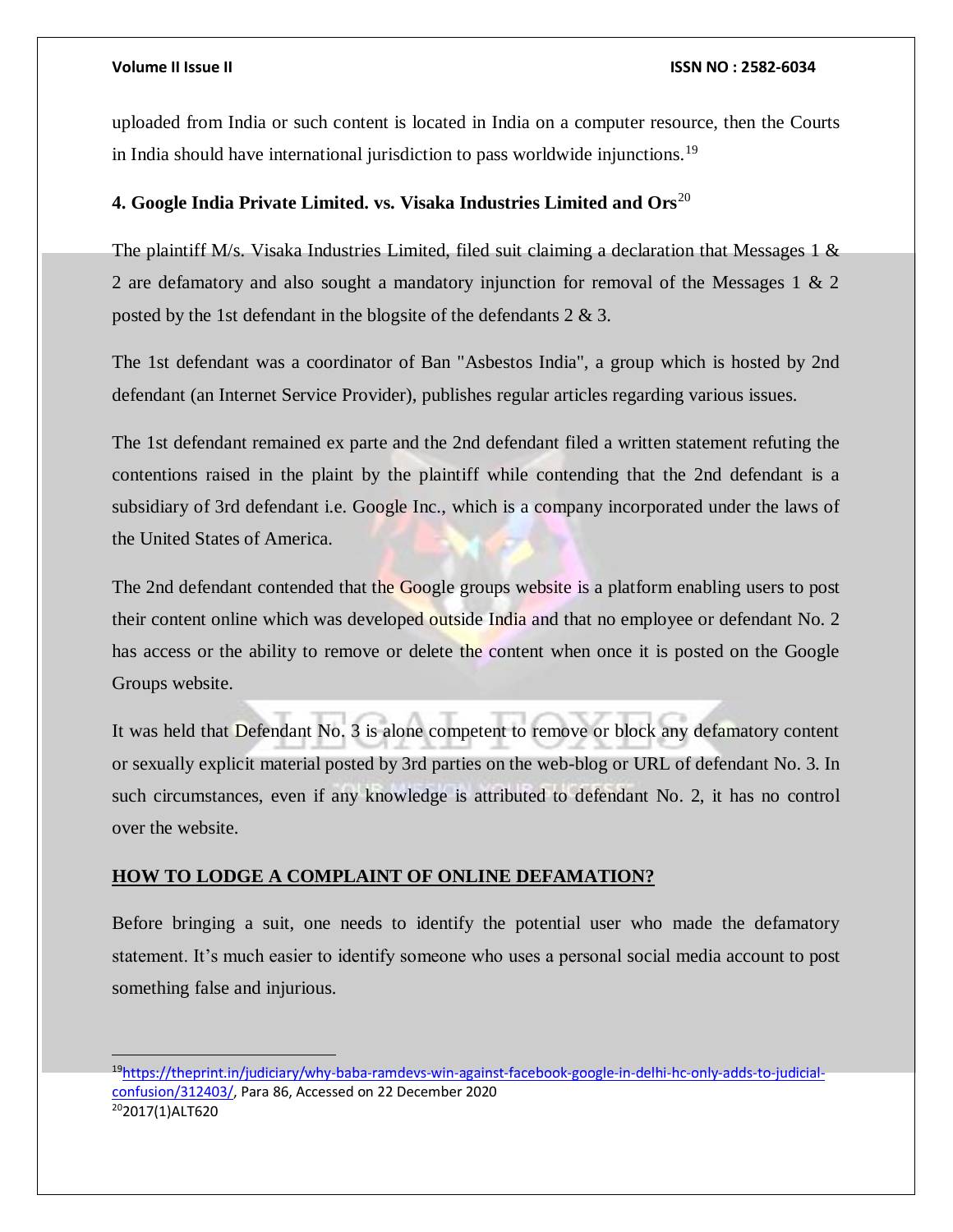uploaded from India or such content is located in India on a computer resource, then the Courts in India should have international jurisdiction to pass worldwide injunctions.[19]

**4. Google India Private Limited. vs. Visaka Industries Limited and Ors**[20]

The plaintiff M/s. Visaka Industries Limited, filed suit claiming a declaration that Messages 1 & 2 are defamatory and also sought a mandatory injunction for removal of the Messages 1 & 2 posted by the 1st defendant in the blogsite of the defendants 2 & 3.

The 1st defendant was a coordinator of Ban "Asbestos India", a group which is hosted by 2nd defendant (an Internet Service Provider), publishes regular articles regarding various issues.

The 1st defendant remained ex parte and the 2nd defendant filed a written statement refuting the contentions raised in the plaint by the plaintiff while contending that the 2nd defendant is a subsidiary of 3rd defendant i.e. Google Inc., which is a company incorporated under the laws of the United States of America.

The 2nd defendant contended that the Google groups website is a platform enabling users to post their content online which was developed outside India and that no employee or defendant No. 2 has access or the ability to remove or delete the content when once it is posted on the Google Groups website.

It was held that Defendant No. 3 is alone competent to remove or block any defamatory content or sexually explicit material posted by 3rd parties on the web-blog or URL of defendant No. 3. In such circumstances, even if any knowledge is attributed to defendant No. 2, it has no control over the website.

## HOW TO LODGE A COMPLAINT OF ONLINE DEFAMATION?

Before bringing a suit, one needs to identify the potential user who made the defamatory statement. It's much easier to identify someone who uses a personal social media account to post something false and injurious.

---

[19] https://theprint.in/judiciary/why-baba-ramdevs-win-against-facebook-google-in-delhi-hc-only-adds-to-judicial-confusion/312403/, Para 86, Accessed on 22 December 2020

[20] 2017(1)ALT620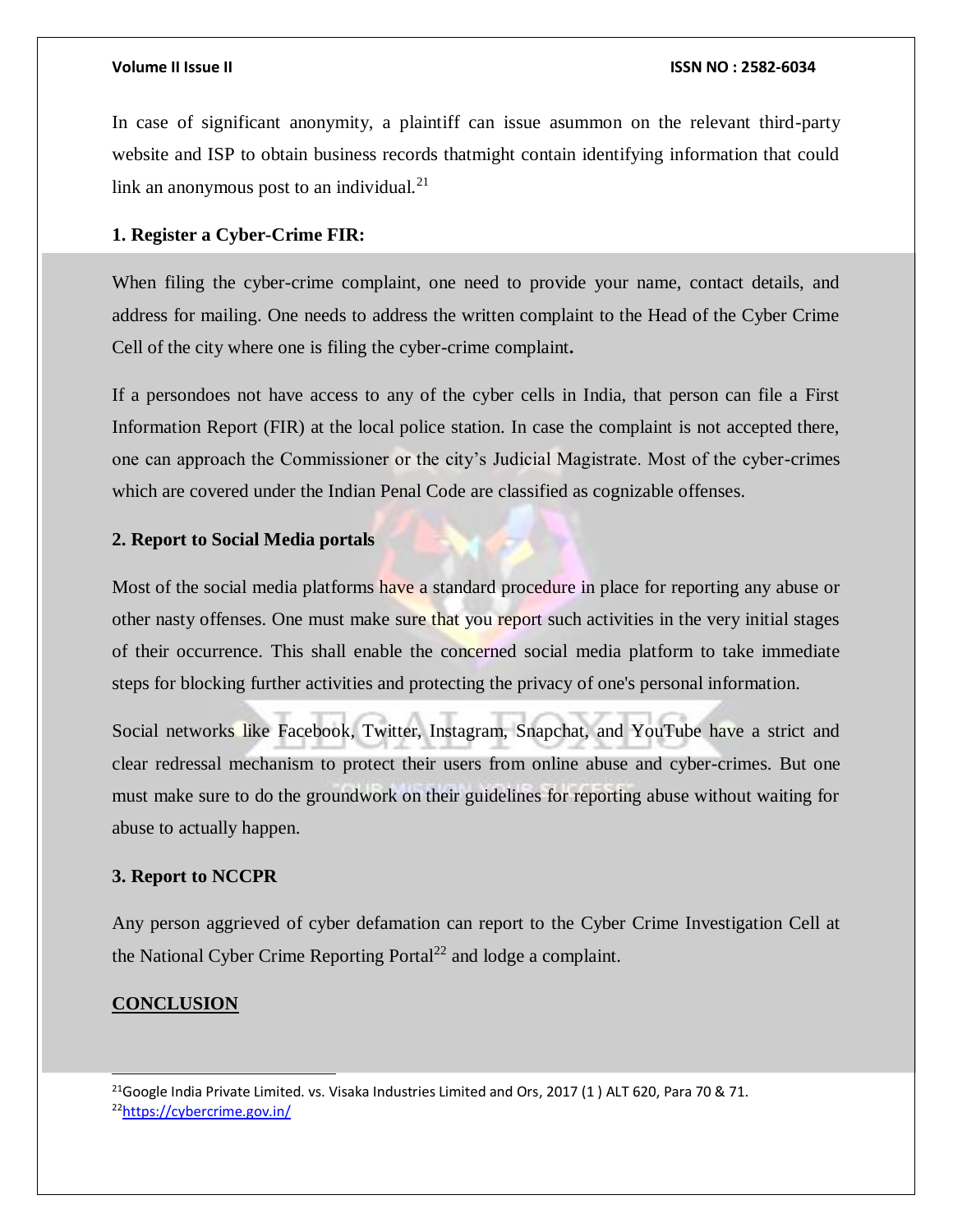In case of significant anonymity, a plaintiff can issue asummon on the relevant third-party website and ISP to obtain business records thatmight contain identifying information that could link an anonymous post to an individual.[21]

**1. Register a Cyber-Crime FIR:**

When filing the cyber-crime complaint, one need to provide your name, contact details, and address for mailing. One needs to address the written complaint to the Head of the Cyber Crime Cell of the city where one is filing the cyber-crime complaint**.**

If a persondoes not have access to any of the cyber cells in India, that person can file a First Information Report (FIR) at the local police station. In case the complaint is not accepted there, one can approach the Commissioner or the city's Judicial Magistrate. Most of the cyber-crimes which are covered under the Indian Penal Code are classified as cognizable offenses.

**2. Report to Social Media portals**

Most of the social media platforms have a standard procedure in place for reporting any abuse or other nasty offenses. One must make sure that you report such activities in the very initial stages of their occurrence. This shall enable the concerned social media platform to take immediate steps for blocking further activities and protecting the privacy of one's personal information.

Social networks like Facebook, Twitter, Instagram, Snapchat, and YouTube have a strict and clear redressal mechanism to protect their users from online abuse and cyber-crimes. But one must make sure to do the groundwork on their guidelines for reporting abuse without waiting for abuse to actually happen.

**3. Report to NCCPR**

Any person aggrieved of cyber defamation can report to the Cyber Crime Investigation Cell at the National Cyber Crime Reporting Portal[22] and lodge a complaint.

**<u>CONCLUSION</u>**

---

[21] Google India Private Limited. vs. Visaka Industries Limited and Ors, 2017 (1 ) ALT 620, Para 70 & 71.

[22] https://cybercrime.gov.in/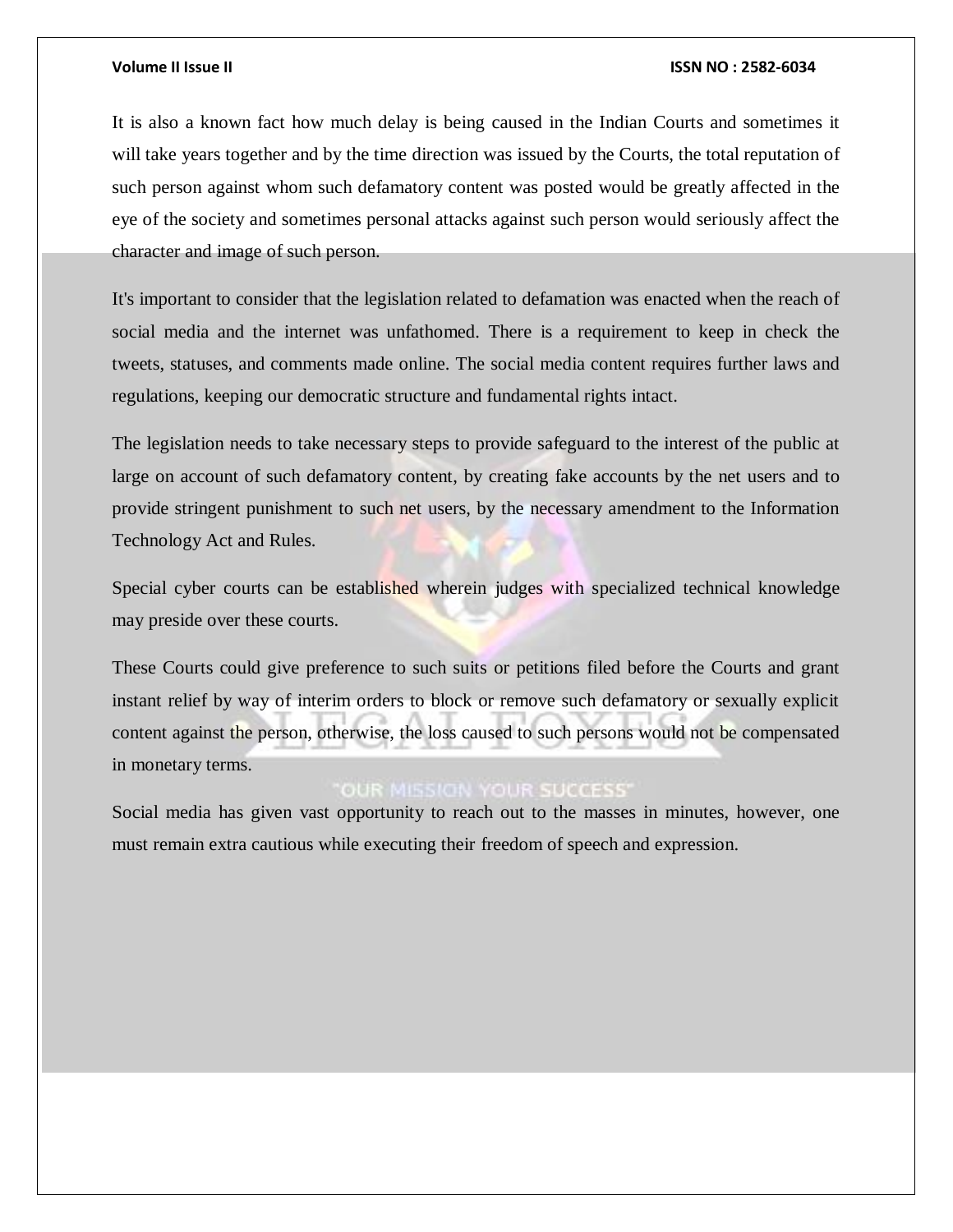It is also a known fact how much delay is being caused in the Indian Courts and sometimes it will take years together and by the time direction was issued by the Courts, the total reputation of such person against whom such defamatory content was posted would be greatly affected in the eye of the society and sometimes personal attacks against such person would seriously affect the character and image of such person.

It's important to consider that the legislation related to defamation was enacted when the reach of social media and the internet was unfathomed. There is a requirement to keep in check the tweets, statuses, and comments made online. The social media content requires further laws and regulations, keeping our democratic structure and fundamental rights intact.

The legislation needs to take necessary steps to provide safeguard to the interest of the public at large on account of such defamatory content, by creating fake accounts by the net users and to provide stringent punishment to such net users, by the necessary amendment to the Information Technology Act and Rules.

Special cyber courts can be established wherein judges with specialized technical knowledge may preside over these courts.

These Courts could give preference to such suits or petitions filed before the Courts and grant instant relief by way of interim orders to block or remove such defamatory or sexually explicit content against the person, otherwise, the loss caused to such persons would not be compensated in monetary terms.

Social media has given vast opportunity to reach out to the masses in minutes, however, one must remain extra cautious while executing their freedom of speech and expression.